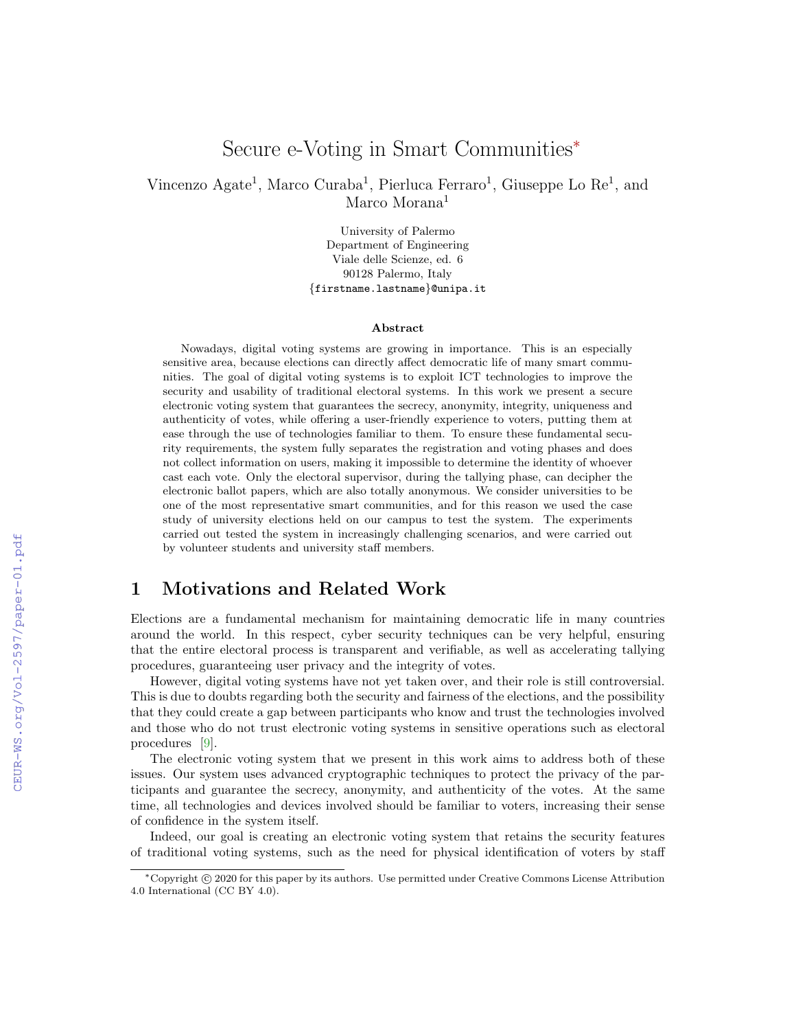# Secure e-Voting in Smart Communities*

Vincenzo Agate[1], Marco Curaba[1], Pierluca Ferraro[1], Giuseppe Lo Re[1], and Marco Morana[1]

University of Palermo
Department of Engineering
Viale delle Scienze, ed. 6
90128 Palermo, Italy
{firstname.lastname}@unipa.it

### Abstract

Nowadays, digital voting systems are growing in importance. This is an especially sensitive area, because elections can directly affect democratic life of many smart communities. The goal of digital voting systems is to exploit ICT technologies to improve the security and usability of traditional electoral systems. In this work we present a secure electronic voting system that guarantees the secrecy, anonymity, integrity, uniqueness and authenticity of votes, while offering a user-friendly experience to voters, putting them at ease through the use of technologies familiar to them. To ensure these fundamental security requirements, the system fully separates the registration and voting phases and does not collect information on users, making it impossible to determine the identity of whoever cast each vote. Only the electoral supervisor, during the tallying phase, can decipher the electronic ballot papers, which are also totally anonymous. We consider universities to be one of the most representative smart communities, and for this reason we used the case study of university elections held on our campus to test the system. The experiments carried out tested the system in increasingly challenging scenarios, and were carried out by volunteer students and university staff members.

## 1 Motivations and Related Work

Elections are a fundamental mechanism for maintaining democratic life in many countries around the world. In this respect, cyber security techniques can be very helpful, ensuring that the entire electoral process is transparent and verifiable, as well as accelerating tallying procedures, guaranteeing user privacy and the integrity of votes.

However, digital voting systems have not yet taken over, and their role is still controversial. This is due to doubts regarding both the security and fairness of the elections, and the possibility that they could create a gap between participants who know and trust the technologies involved and those who do not trust electronic voting systems in sensitive operations such as electoral procedures [9].

The electronic voting system that we present in this work aims to address both of these issues. Our system uses advanced cryptographic techniques to protect the privacy of the participants and guarantee the secrecy, anonymity, and authenticity of the votes. At the same time, all technologies and devices involved should be familiar to voters, increasing their sense of confidence in the system itself.

Indeed, our goal is creating an electronic voting system that retains the security features of traditional voting systems, such as the need for physical identification of voters by staff

*Copyright © 2020 for this paper by its authors. Use permitted under Creative Commons License Attribution 4.0 International (CC BY 4.0).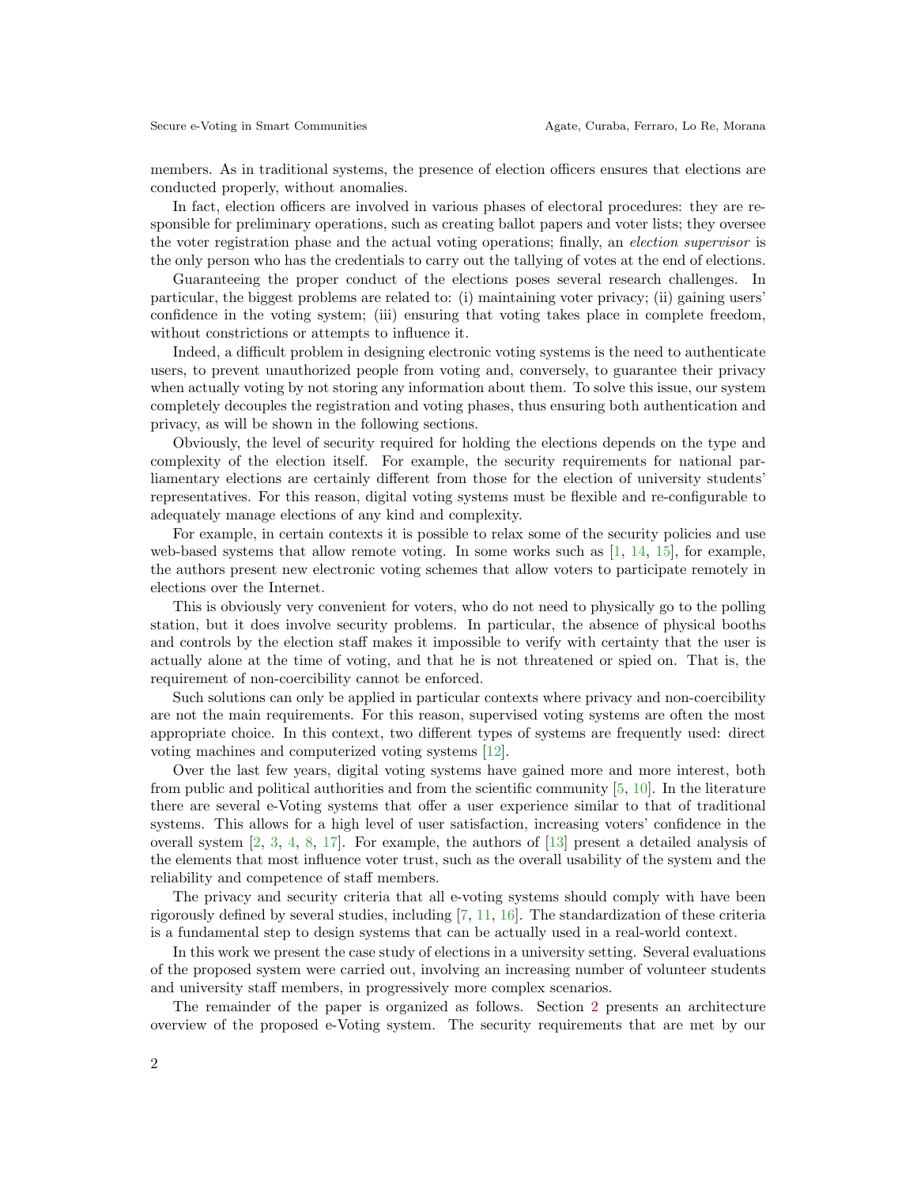members. As in traditional systems, the presence of election officers ensures that elections are conducted properly, without anomalies.

In fact, election officers are involved in various phases of electoral procedures: they are responsible for preliminary operations, such as creating ballot papers and voter lists; they oversee the voter registration phase and the actual voting operations; finally, an *election supervisor* is the only person who has the credentials to carry out the tallying of votes at the end of elections.

Guaranteeing the proper conduct of the elections poses several research challenges. In particular, the biggest problems are related to: (i) maintaining voter privacy; (ii) gaining users' confidence in the voting system; (iii) ensuring that voting takes place in complete freedom, without constrictions or attempts to influence it.

Indeed, a difficult problem in designing electronic voting systems is the need to authenticate users, to prevent unauthorized people from voting and, conversely, to guarantee their privacy when actually voting by not storing any information about them. To solve this issue, our system completely decouples the registration and voting phases, thus ensuring both authentication and privacy, as will be shown in the following sections.

Obviously, the level of security required for holding the elections depends on the type and complexity of the election itself. For example, the security requirements for national parliamentary elections are certainly different from those for the election of university students' representatives. For this reason, digital voting systems must be flexible and re-configurable to adequately manage elections of any kind and complexity.

For example, in certain contexts it is possible to relax some of the security policies and use web-based systems that allow remote voting. In some works such as [1, 14, 15], for example, the authors present new electronic voting schemes that allow voters to participate remotely in elections over the Internet.

This is obviously very convenient for voters, who do not need to physically go to the polling station, but it does involve security problems. In particular, the absence of physical booths and controls by the election staff makes it impossible to verify with certainty that the user is actually alone at the time of voting, and that he is not threatened or spied on. That is, the requirement of non-coercibility cannot be enforced.

Such solutions can only be applied in particular contexts where privacy and non-coercibility are not the main requirements. For this reason, supervised voting systems are often the most appropriate choice. In this context, two different types of systems are frequently used: direct voting machines and computerized voting systems [12].

Over the last few years, digital voting systems have gained more and more interest, both from public and political authorities and from the scientific community [5, 10]. In the literature there are several e-Voting systems that offer a user experience similar to that of traditional systems. This allows for a high level of user satisfaction, increasing voters' confidence in the overall system [2, 3, 4, 8, 17]. For example, the authors of [13] present a detailed analysis of the elements that most influence voter trust, such as the overall usability of the system and the reliability and competence of staff members.

The privacy and security criteria that all e-voting systems should comply with have been rigorously defined by several studies, including [7, 11, 16]. The standardization of these criteria is a fundamental step to design systems that can be actually used in a real-world context.

In this work we present the case study of elections in a university setting. Several evaluations of the proposed system were carried out, involving an increasing number of volunteer students and university staff members, in progressively more complex scenarios.

The remainder of the paper is organized as follows. Section 2 presents an architecture overview of the proposed e-Voting system. The security requirements that are met by our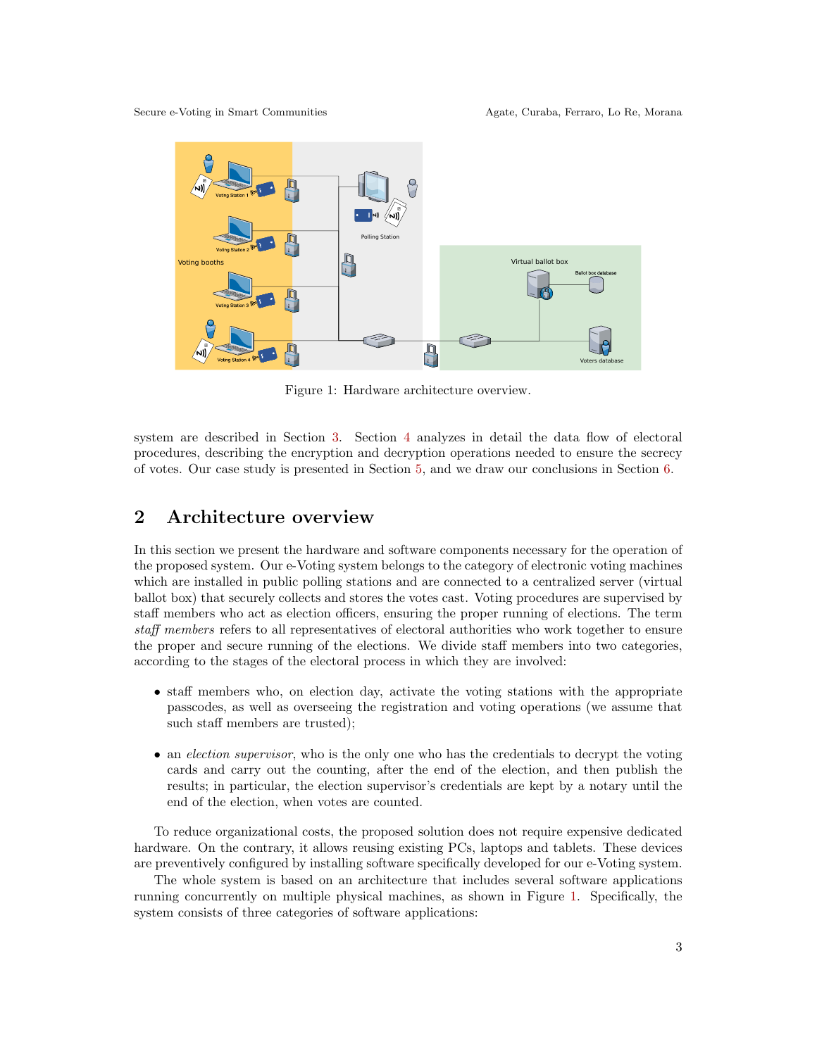Figure 1: Hardware architecture overview.

system are described in Section 3. Section 4 analyzes in detail the data flow of electoral procedures, describing the encryption and decryption operations needed to ensure the secrecy of votes. Our case study is presented in Section 5, and we draw our conclusions in Section 6.

## 2 Architecture overview

In this section we present the hardware and software components necessary for the operation of the proposed system. Our e-Voting system belongs to the category of electronic voting machines which are installed in public polling stations and are connected to a centralized server (virtual ballot box) that securely collects and stores the votes cast. Voting procedures are supervised by staff members who act as election officers, ensuring the proper running of elections. The term *staff members* refers to all representatives of electoral authorities who work together to ensure the proper and secure running of the elections. We divide staff members into two categories, according to the stages of the electoral process in which they are involved:

- staff members who, on election day, activate the voting stations with the appropriate passcodes, as well as overseeing the registration and voting operations (we assume that such staff members are trusted);
- an *election supervisor*, who is the only one who has the credentials to decrypt the voting cards and carry out the counting, after the end of the election, and then publish the results; in particular, the election supervisor's credentials are kept by a notary until the end of the election, when votes are counted.

To reduce organizational costs, the proposed solution does not require expensive dedicated hardware. On the contrary, it allows reusing existing PCs, laptops and tablets. These devices are preventively configured by installing software specifically developed for our e-Voting system.

The whole system is based on an architecture that includes several software applications running concurrently on multiple physical machines, as shown in Figure 1. Specifically, the system consists of three categories of software applications: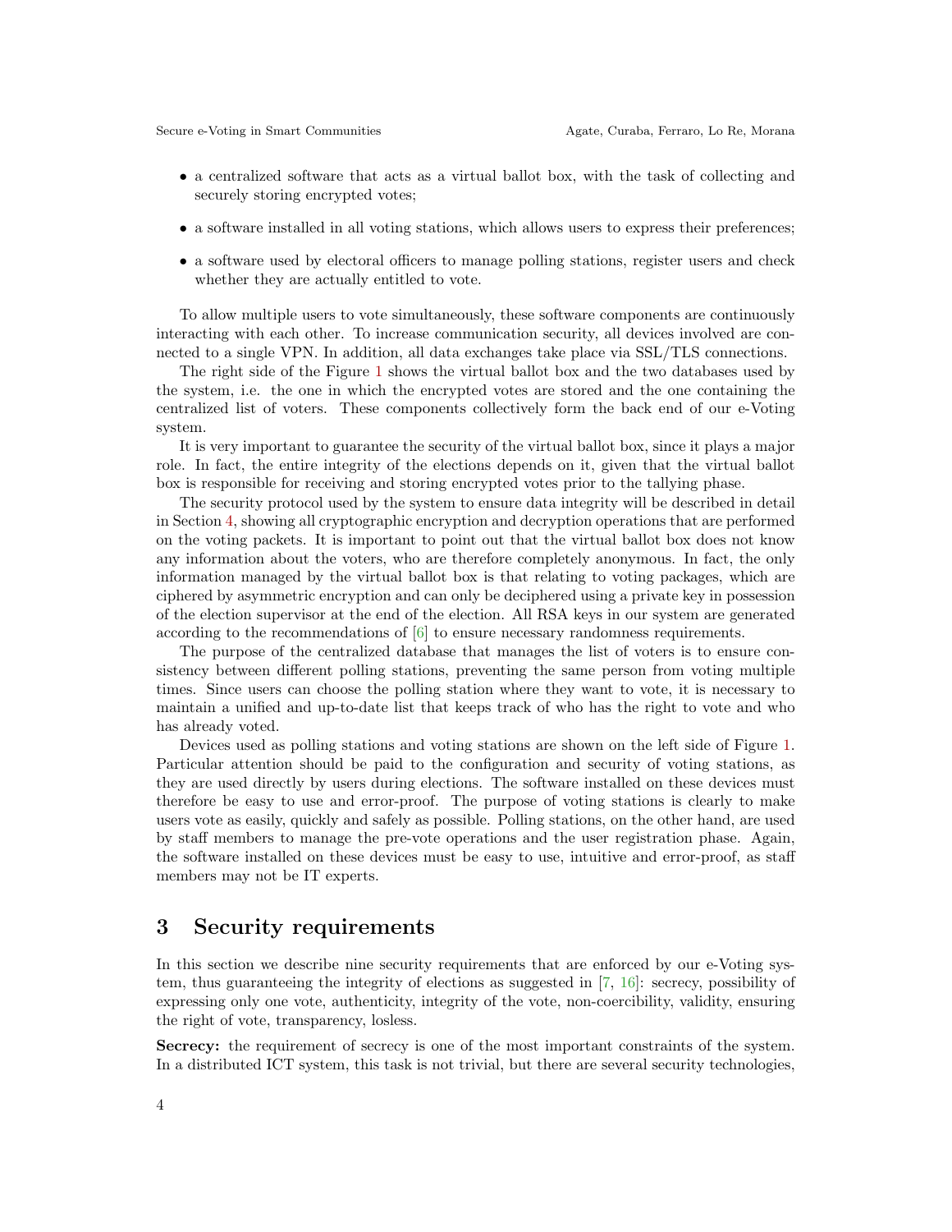- a centralized software that acts as a virtual ballot box, with the task of collecting and securely storing encrypted votes;
- a software installed in all voting stations, which allows users to express their preferences;
- a software used by electoral officers to manage polling stations, register users and check whether they are actually entitled to vote.

To allow multiple users to vote simultaneously, these software components are continuously interacting with each other. To increase communication security, all devices involved are connected to a single VPN. In addition, all data exchanges take place via SSL/TLS connections.

The right side of the Figure 1 shows the virtual ballot box and the two databases used by the system, i.e. the one in which the encrypted votes are stored and the one containing the centralized list of voters. These components collectively form the back end of our e-Voting system.

It is very important to guarantee the security of the virtual ballot box, since it plays a major role. In fact, the entire integrity of the elections depends on it, given that the virtual ballot box is responsible for receiving and storing encrypted votes prior to the tallying phase.

The security protocol used by the system to ensure data integrity will be described in detail in Section 4, showing all cryptographic encryption and decryption operations that are performed on the voting packets. It is important to point out that the virtual ballot box does not know any information about the voters, who are therefore completely anonymous. In fact, the only information managed by the virtual ballot box is that relating to voting packages, which are ciphered by asymmetric encryption and can only be deciphered using a private key in possession of the election supervisor at the end of the election. All RSA keys in our system are generated according to the recommendations of [6] to ensure necessary randomness requirements.

The purpose of the centralized database that manages the list of voters is to ensure consistency between different polling stations, preventing the same person from voting multiple times. Since users can choose the polling station where they want to vote, it is necessary to maintain a unified and up-to-date list that keeps track of who has the right to vote and who has already voted.

Devices used as polling stations and voting stations are shown on the left side of Figure 1. Particular attention should be paid to the configuration and security of voting stations, as they are used directly by users during elections. The software installed on these devices must therefore be easy to use and error-proof. The purpose of voting stations is clearly to make users vote as easily, quickly and safely as possible. Polling stations, on the other hand, are used by staff members to manage the pre-vote operations and the user registration phase. Again, the software installed on these devices must be easy to use, intuitive and error-proof, as staff members may not be IT experts.

## 3 Security requirements

In this section we describe nine security requirements that are enforced by our e-Voting system, thus guaranteeing the integrity of elections as suggested in [7, 16]: secrecy, possibility of expressing only one vote, authenticity, integrity of the vote, non-coercibility, validity, ensuring the right of vote, transparency, losless.

**Secrecy:** the requirement of secrecy is one of the most important constraints of the system. In a distributed ICT system, this task is not trivial, but there are several security technologies,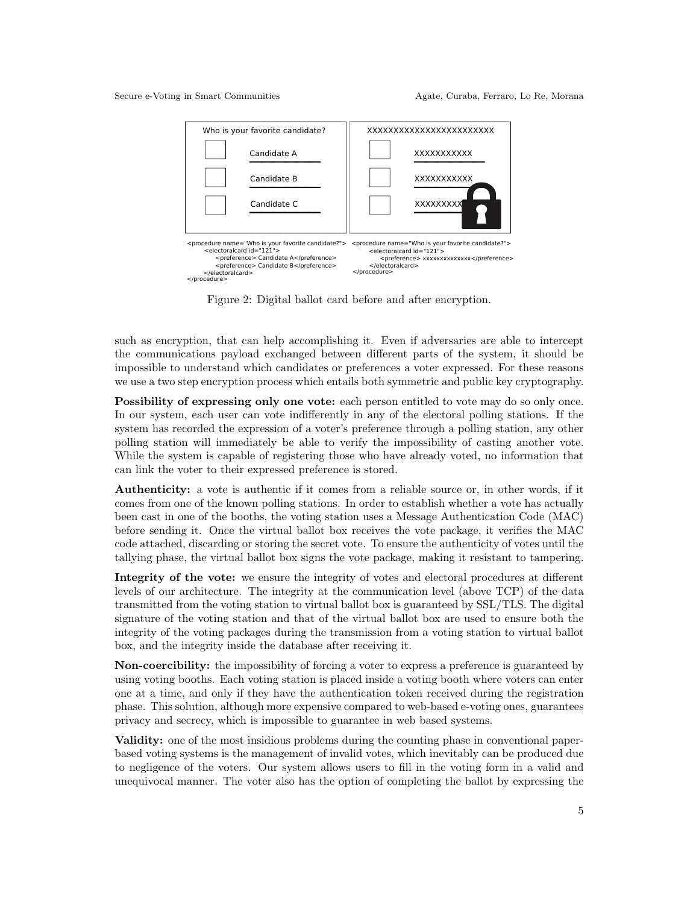Figure 2: Digital ballot card before and after encryption.

such as encryption, that can help accomplishing it. Even if adversaries are able to intercept the communications payload exchanged between different parts of the system, it should be impossible to understand which candidates or preferences a voter expressed. For these reasons we use a two step encryption process which entails both symmetric and public key cryptography.

**Possibility of expressing only one vote:** each person entitled to vote may do so only once. In our system, each user can vote indifferently in any of the electoral polling stations. If the system has recorded the expression of a voter's preference through a polling station, any other polling station will immediately be able to verify the impossibility of casting another vote. While the system is capable of registering those who have already voted, no information that can link the voter to their expressed preference is stored.

**Authenticity:** a vote is authentic if it comes from a reliable source or, in other words, if it comes from one of the known polling stations. In order to establish whether a vote has actually been cast in one of the booths, the voting station uses a Message Authentication Code (MAC) before sending it. Once the virtual ballot box receives the vote package, it verifies the MAC code attached, discarding or storing the secret vote. To ensure the authenticity of votes until the tallying phase, the virtual ballot box signs the vote package, making it resistant to tampering.

**Integrity of the vote:** we ensure the integrity of votes and electoral procedures at different levels of our architecture. The integrity at the communication level (above TCP) of the data transmitted from the voting station to virtual ballot box is guaranteed by SSL/TLS. The digital signature of the voting station and that of the virtual ballot box are used to ensure both the integrity of the voting packages during the transmission from a voting station to virtual ballot box, and the integrity inside the database after receiving it.

**Non-coercibility:** the impossibility of forcing a voter to express a preference is guaranteed by using voting booths. Each voting station is placed inside a voting booth where voters can enter one at a time, and only if they have the authentication token received during the registration phase. This solution, although more expensive compared to web-based e-voting ones, guarantees privacy and secrecy, which is impossible to guarantee in web based systems.

**Validity:** one of the most insidious problems during the counting phase in conventional paper-based voting systems is the management of invalid votes, which inevitably can be produced due to negligence of the voters. Our system allows users to fill in the voting form in a valid and unequivocal manner. The voter also has the option of completing the ballot by expressing the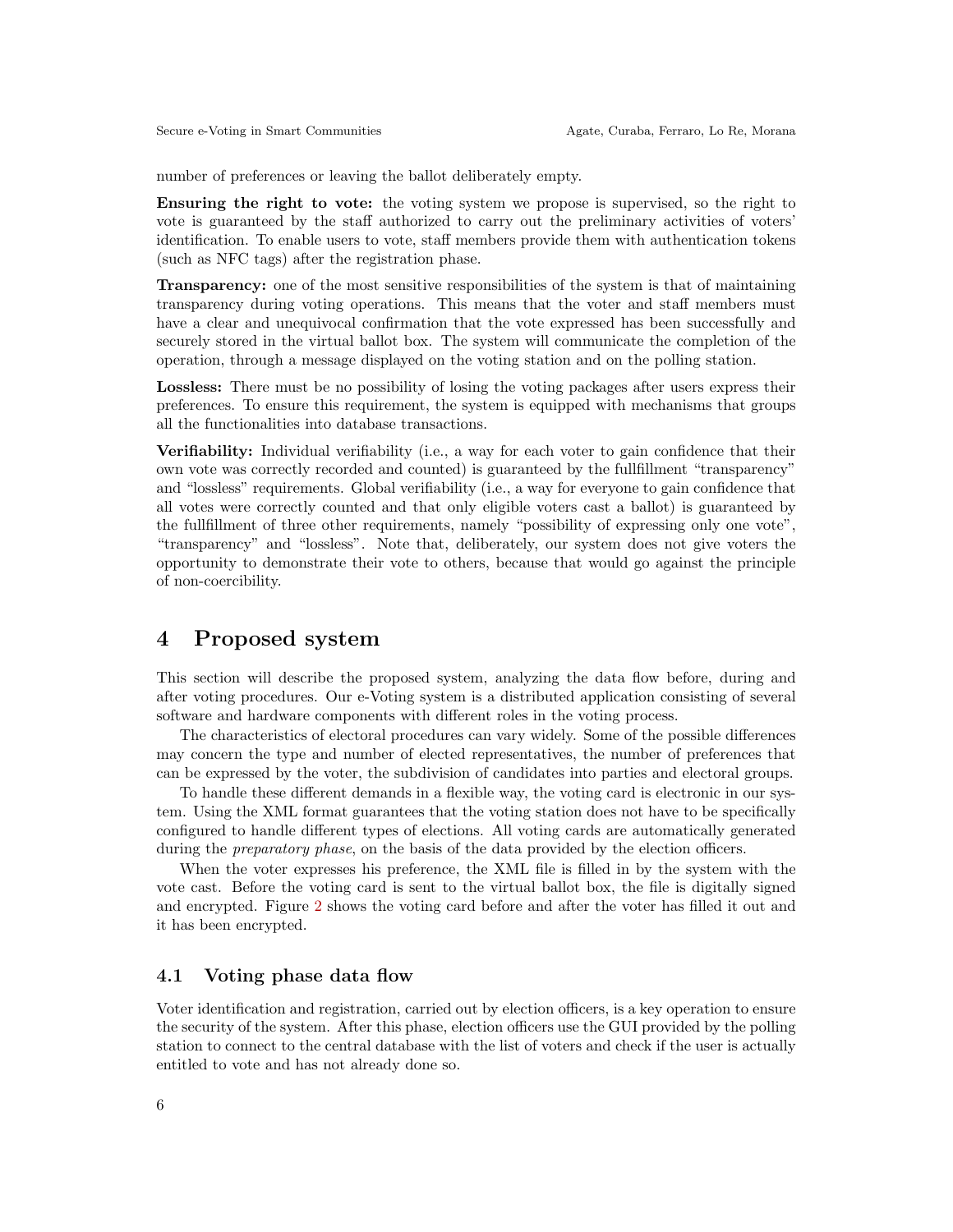number of preferences or leaving the ballot deliberately empty.

**Ensuring the right to vote:** the voting system we propose is supervised, so the right to vote is guaranteed by the staff authorized to carry out the preliminary activities of voters' identification. To enable users to vote, staff members provide them with authentication tokens (such as NFC tags) after the registration phase.

**Transparency:** one of the most sensitive responsibilities of the system is that of maintaining transparency during voting operations. This means that the voter and staff members must have a clear and unequivocal confirmation that the vote expressed has been successfully and securely stored in the virtual ballot box. The system will communicate the completion of the operation, through a message displayed on the voting station and on the polling station.

**Lossless:** There must be no possibility of losing the voting packages after users express their preferences. To ensure this requirement, the system is equipped with mechanisms that groups all the functionalities into database transactions.

**Verifiability:** Individual verifiability (i.e., a way for each voter to gain confidence that their own vote was correctly recorded and counted) is guaranteed by the fullfillment "transparency" and "lossless" requirements. Global verifiability (i.e., a way for everyone to gain confidence that all votes were correctly counted and that only eligible voters cast a ballot) is guaranteed by the fullfillment of three other requirements, namely "possibility of expressing only one vote", "transparency" and "lossless". Note that, deliberately, our system does not give voters the opportunity to demonstrate their vote to others, because that would go against the principle of non-coercibility.

# 4 Proposed system

This section will describe the proposed system, analyzing the data flow before, during and after voting procedures. Our e-Voting system is a distributed application consisting of several software and hardware components with different roles in the voting process.

The characteristics of electoral procedures can vary widely. Some of the possible differences may concern the type and number of elected representatives, the number of preferences that can be expressed by the voter, the subdivision of candidates into parties and electoral groups.

To handle these different demands in a flexible way, the voting card is electronic in our system. Using the XML format guarantees that the voting station does not have to be specifically configured to handle different types of elections. All voting cards are automatically generated during the *preparatory phase*, on the basis of the data provided by the election officers.

When the voter expresses his preference, the XML file is filled in by the system with the vote cast. Before the voting card is sent to the virtual ballot box, the file is digitally signed and encrypted. Figure 2 shows the voting card before and after the voter has filled it out and it has been encrypted.

## 4.1 Voting phase data flow

Voter identification and registration, carried out by election officers, is a key operation to ensure the security of the system. After this phase, election officers use the GUI provided by the polling station to connect to the central database with the list of voters and check if the user is actually entitled to vote and has not already done so.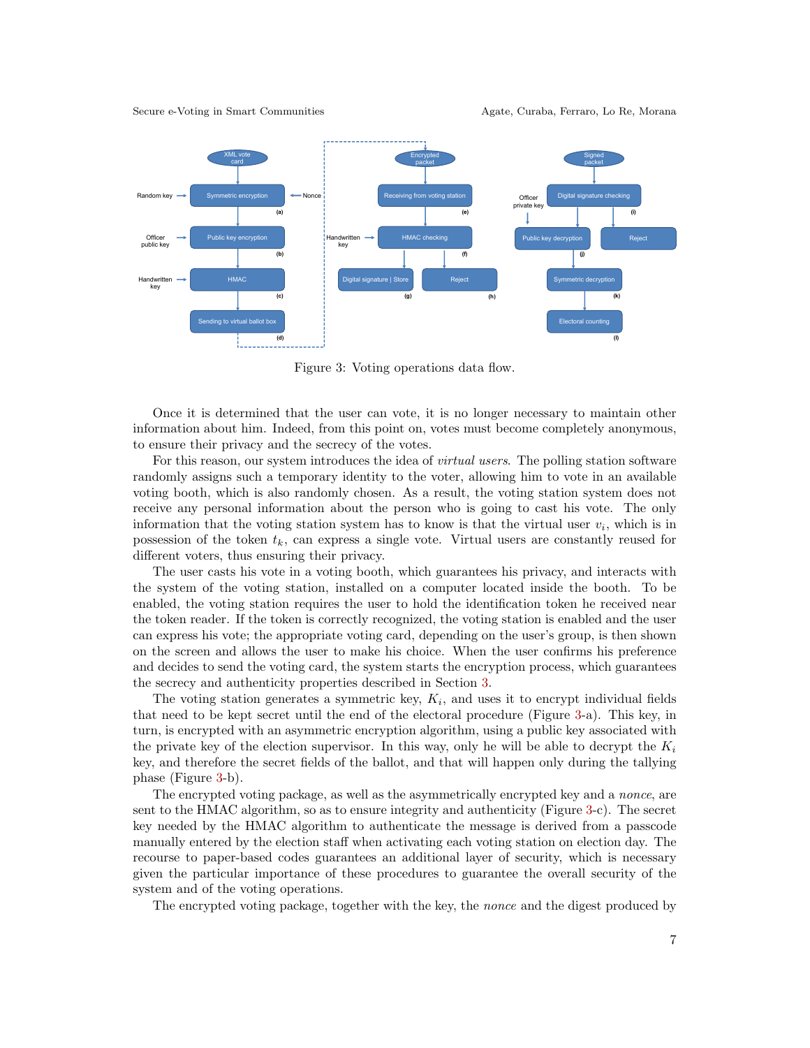Figure 3: Voting operations data flow.

Once it is determined that the user can vote, it is no longer necessary to maintain other information about him. Indeed, from this point on, votes must become completely anonymous, to ensure their privacy and the secrecy of the votes.

For this reason, our system introduces the idea of *virtual users*. The polling station software randomly assigns such a temporary identity to the voter, allowing him to vote in an available voting booth, which is also randomly chosen. As a result, the voting station system does not receive any personal information about the person who is going to cast his vote. The only information that the voting station system has to know is that the virtual user $v_i$, which is in possession of the token $t_k$, can express a single vote. Virtual users are constantly reused for different voters, thus ensuring their privacy.

The user casts his vote in a voting booth, which guarantees his privacy, and interacts with the system of the voting station, installed on a computer located inside the booth. To be enabled, the voting station requires the user to hold the identification token he received near the token reader. If the token is correctly recognized, the voting station is enabled and the user can express his vote; the appropriate voting card, depending on the user's group, is then shown on the screen and allows the user to make his choice. When the user confirms his preference and decides to send the voting card, the system starts the encryption process, which guarantees the secrecy and authenticity properties described in Section 3.

The voting station generates a symmetric key, $K_i$, and uses it to encrypt individual fields that need to be kept secret until the end of the electoral procedure (Figure 3-a). This key, in turn, is encrypted with an asymmetric encryption algorithm, using a public key associated with the private key of the election supervisor. In this way, only he will be able to decrypt the $K_i$ key, and therefore the secret fields of the ballot, and that will happen only during the tallying phase (Figure 3-b).

The encrypted voting package, as well as the asymmetrically encrypted key and a *nonce*, are sent to the HMAC algorithm, so as to ensure integrity and authenticity (Figure 3-c). The secret key needed by the HMAC algorithm to authenticate the message is derived from a passcode manually entered by the election staff when activating each voting station on election day. The recourse to paper-based codes guarantees an additional layer of security, which is necessary given the particular importance of these procedures to guarantee the overall security of the system and of the voting operations.

The encrypted voting package, together with the key, the *nonce* and the digest produced by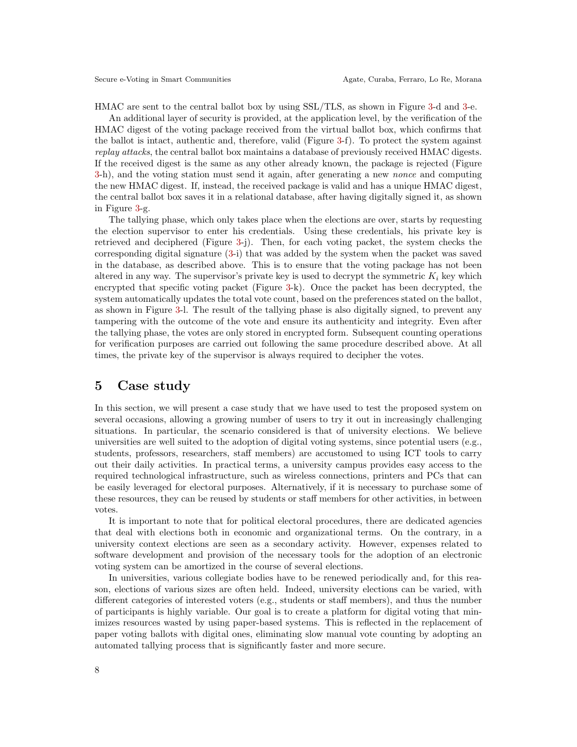HMAC are sent to the central ballot box by using SSL/TLS, as shown in Figure 3-d and 3-e.

An additional layer of security is provided, at the application level, by the verification of the HMAC digest of the voting package received from the virtual ballot box, which confirms that the ballot is intact, authentic and, therefore, valid (Figure 3-f). To protect the system against *replay attacks*, the central ballot box maintains a database of previously received HMAC digests. If the received digest is the same as any other already known, the package is rejected (Figure 3-h), and the voting station must send it again, after generating a new *nonce* and computing the new HMAC digest. If, instead, the received package is valid and has a unique HMAC digest, the central ballot box saves it in a relational database, after having digitally signed it, as shown in Figure 3-g.

The tallying phase, which only takes place when the elections are over, starts by requesting the election supervisor to enter his credentials. Using these credentials, his private key is retrieved and deciphered (Figure 3-j). Then, for each voting packet, the system checks the corresponding digital signature (3-i) that was added by the system when the packet was saved in the database, as described above. This is to ensure that the voting package has not been altered in any way. The supervisor's private key is used to decrypt the symmetric $K_i$ key which encrypted that specific voting packet (Figure 3-k). Once the packet has been decrypted, the system automatically updates the total vote count, based on the preferences stated on the ballot, as shown in Figure 3-l. The result of the tallying phase is also digitally signed, to prevent any tampering with the outcome of the vote and ensure its authenticity and integrity. Even after the tallying phase, the votes are only stored in encrypted form. Subsequent counting operations for verification purposes are carried out following the same procedure described above. At all times, the private key of the supervisor is always required to decipher the votes.

## 5 Case study

In this section, we will present a case study that we have used to test the proposed system on several occasions, allowing a growing number of users to try it out in increasingly challenging situations. In particular, the scenario considered is that of university elections. We believe universities are well suited to the adoption of digital voting systems, since potential users (e.g., students, professors, researchers, staff members) are accustomed to using ICT tools to carry out their daily activities. In practical terms, a university campus provides easy access to the required technological infrastructure, such as wireless connections, printers and PCs that can be easily leveraged for electoral purposes. Alternatively, if it is necessary to purchase some of these resources, they can be reused by students or staff members for other activities, in between votes.

It is important to note that for political electoral procedures, there are dedicated agencies that deal with elections both in economic and organizational terms. On the contrary, in a university context elections are seen as a secondary activity. However, expenses related to software development and provision of the necessary tools for the adoption of an electronic voting system can be amortized in the course of several elections.

In universities, various collegiate bodies have to be renewed periodically and, for this reason, elections of various sizes are often held. Indeed, university elections can be varied, with different categories of interested voters (e.g., students or staff members), and thus the number of participants is highly variable. Our goal is to create a platform for digital voting that minimizes resources wasted by using paper-based systems. This is reflected in the replacement of paper voting ballots with digital ones, eliminating slow manual vote counting by adopting an automated tallying process that is significantly faster and more secure.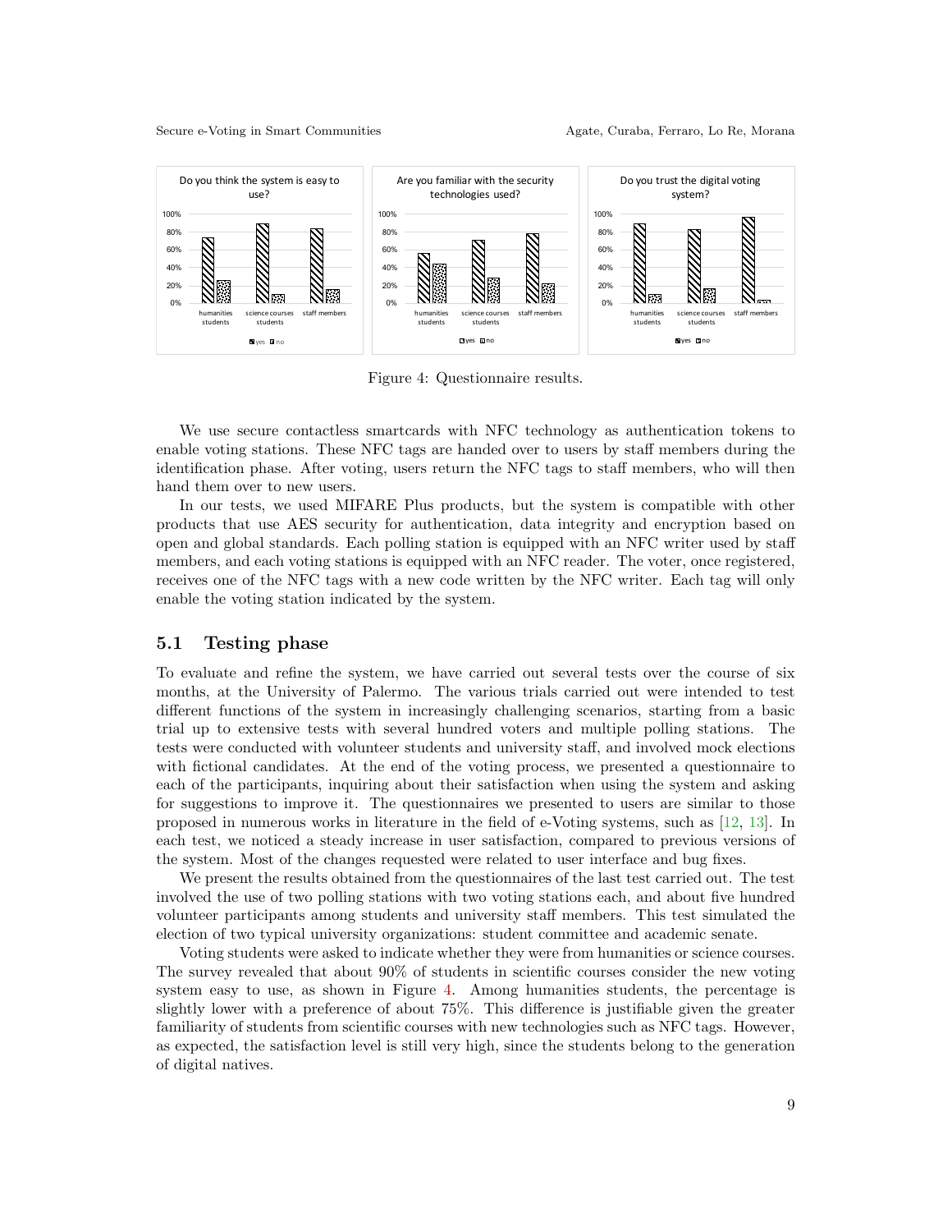Figure 4: Questionnaire results.

We use secure contactless smartcards with NFC technology as authentication tokens to enable voting stations. These NFC tags are handed over to users by staff members during the identification phase. After voting, users return the NFC tags to staff members, who will then hand them over to new users.

In our tests, we used MIFARE Plus products, but the system is compatible with other products that use AES security for authentication, data integrity and encryption based on open and global standards. Each polling station is equipped with an NFC writer used by staff members, and each voting stations is equipped with an NFC reader. The voter, once registered, receives one of the NFC tags with a new code written by the NFC writer. Each tag will only enable the voting station indicated by the system.

### 5.1 Testing phase

To evaluate and refine the system, we have carried out several tests over the course of six months, at the University of Palermo. The various trials carried out were intended to test different functions of the system in increasingly challenging scenarios, starting from a basic trial up to extensive tests with several hundred voters and multiple polling stations. The tests were conducted with volunteer students and university staff, and involved mock elections with fictional candidates. At the end of the voting process, we presented a questionnaire to each of the participants, inquiring about their satisfaction when using the system and asking for suggestions to improve it. The questionnaires we presented to users are similar to those proposed in numerous works in literature in the field of e-Voting systems, such as [12, 13]. In each test, we noticed a steady increase in user satisfaction, compared to previous versions of the system. Most of the changes requested were related to user interface and bug fixes.

We present the results obtained from the questionnaires of the last test carried out. The test involved the use of two polling stations with two voting stations each, and about five hundred volunteer participants among students and university staff members. This test simulated the election of two typical university organizations: student committee and academic senate.

Voting students were asked to indicate whether they were from humanities or science courses. The survey revealed that about 90% of students in scientific courses consider the new voting system easy to use, as shown in Figure 4. Among humanities students, the percentage is slightly lower with a preference of about 75%. This difference is justifiable given the greater familiarity of students from scientific courses with new technologies such as NFC tags. However, as expected, the satisfaction level is still very high, since the students belong to the generation of digital natives.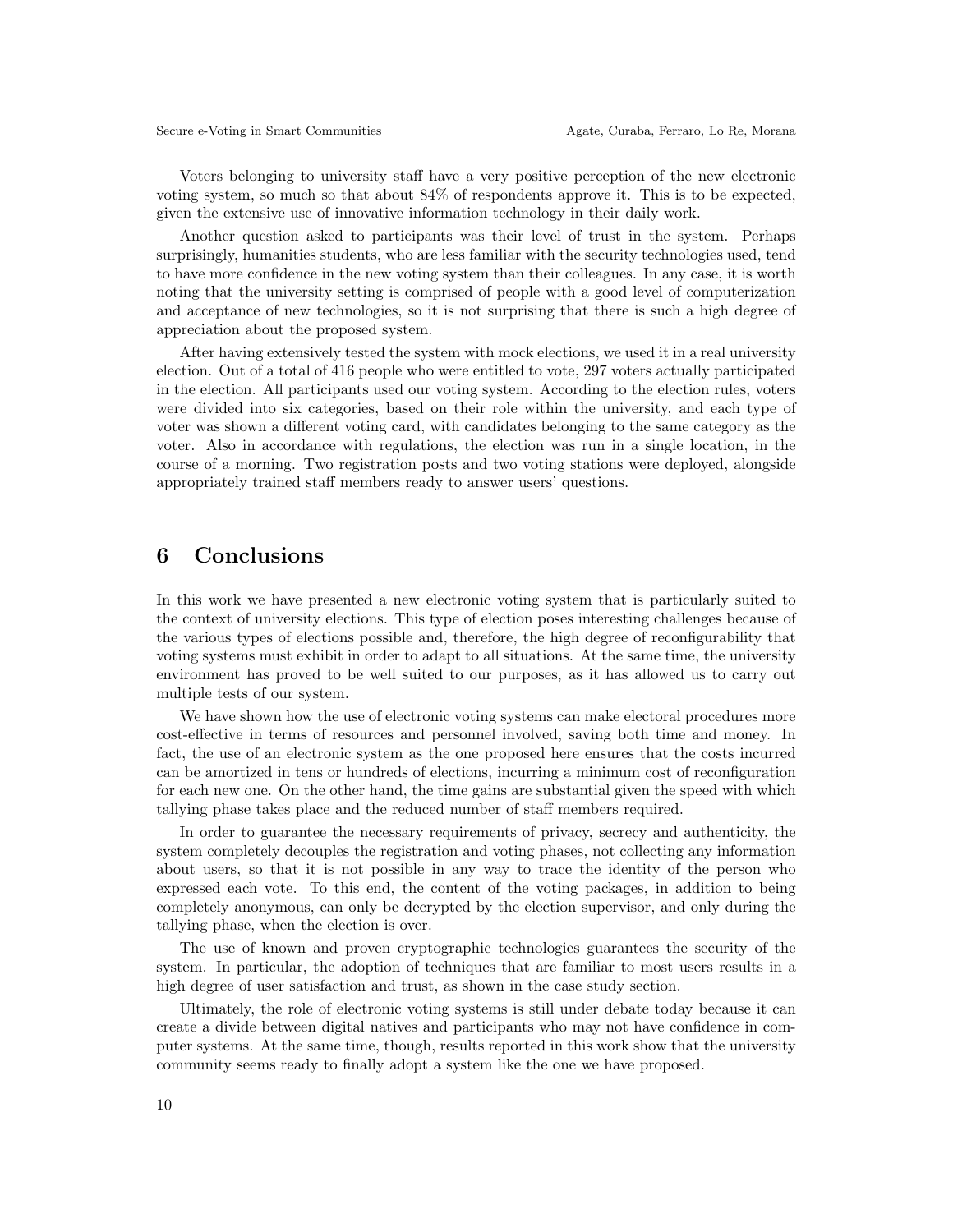Voters belonging to university staff have a very positive perception of the new electronic voting system, so much so that about 84% of respondents approve it. This is to be expected, given the extensive use of innovative information technology in their daily work.

Another question asked to participants was their level of trust in the system. Perhaps surprisingly, humanities students, who are less familiar with the security technologies used, tend to have more confidence in the new voting system than their colleagues. In any case, it is worth noting that the university setting is comprised of people with a good level of computerization and acceptance of new technologies, so it is not surprising that there is such a high degree of appreciation about the proposed system.

After having extensively tested the system with mock elections, we used it in a real university election. Out of a total of 416 people who were entitled to vote, 297 voters actually participated in the election. All participants used our voting system. According to the election rules, voters were divided into six categories, based on their role within the university, and each type of voter was shown a different voting card, with candidates belonging to the same category as the voter. Also in accordance with regulations, the election was run in a single location, in the course of a morning. Two registration posts and two voting stations were deployed, alongside appropriately trained staff members ready to answer users' questions.

# 6 Conclusions

In this work we have presented a new electronic voting system that is particularly suited to the context of university elections. This type of election poses interesting challenges because of the various types of elections possible and, therefore, the high degree of reconfigurability that voting systems must exhibit in order to adapt to all situations. At the same time, the university environment has proved to be well suited to our purposes, as it has allowed us to carry out multiple tests of our system.

We have shown how the use of electronic voting systems can make electoral procedures more cost-effective in terms of resources and personnel involved, saving both time and money. In fact, the use of an electronic system as the one proposed here ensures that the costs incurred can be amortized in tens or hundreds of elections, incurring a minimum cost of reconfiguration for each new one. On the other hand, the time gains are substantial given the speed with which tallying phase takes place and the reduced number of staff members required.

In order to guarantee the necessary requirements of privacy, secrecy and authenticity, the system completely decouples the registration and voting phases, not collecting any information about users, so that it is not possible in any way to trace the identity of the person who expressed each vote. To this end, the content of the voting packages, in addition to being completely anonymous, can only be decrypted by the election supervisor, and only during the tallying phase, when the election is over.

The use of known and proven cryptographic technologies guarantees the security of the system. In particular, the adoption of techniques that are familiar to most users results in a high degree of user satisfaction and trust, as shown in the case study section.

Ultimately, the role of electronic voting systems is still under debate today because it can create a divide between digital natives and participants who may not have confidence in computer systems. At the same time, though, results reported in this work show that the university community seems ready to finally adopt a system like the one we have proposed.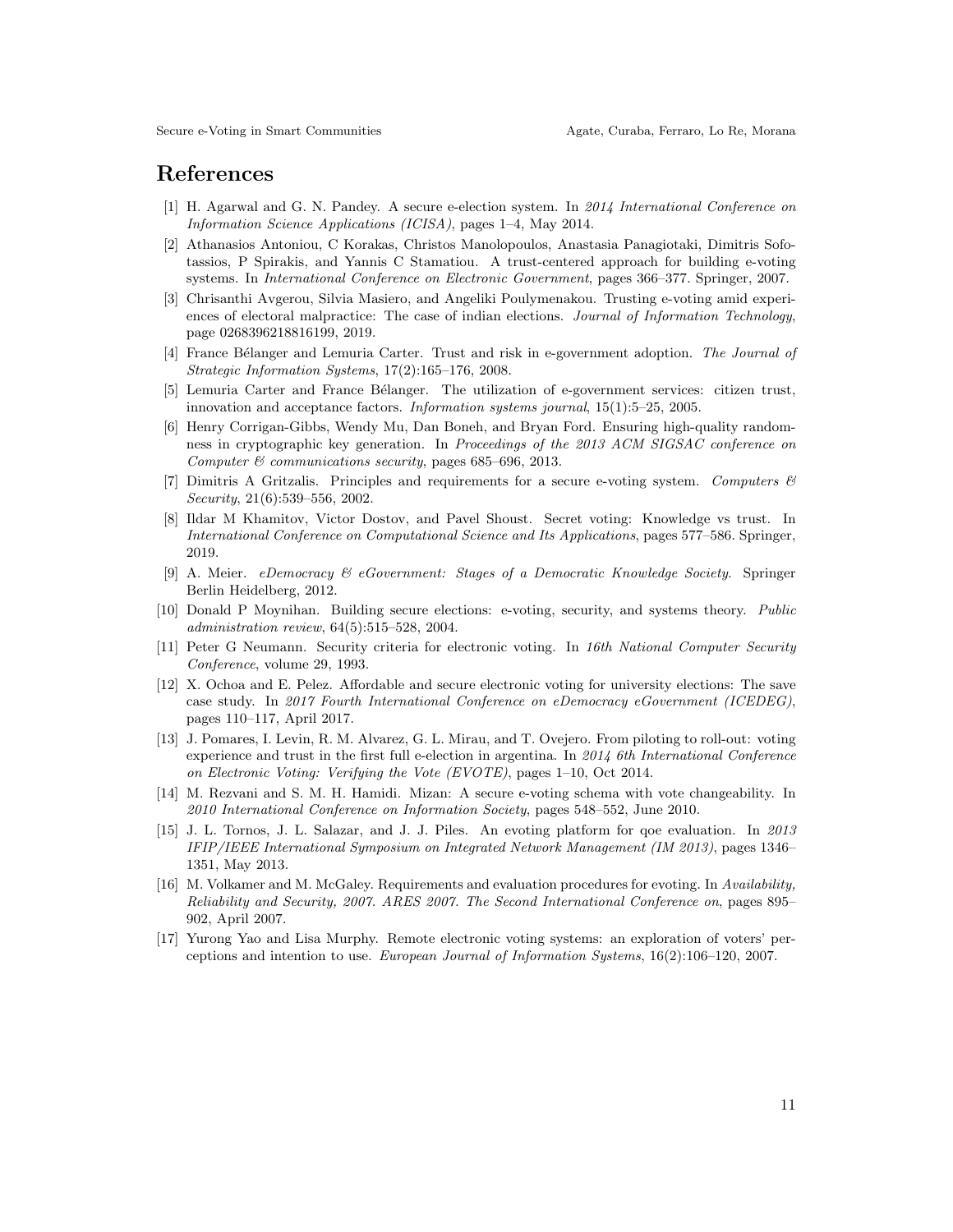# References

[1] H. Agarwal and G. N. Pandey. A secure e-election system. In *2014 International Conference on Information Science Applications (ICISA)*, pages 1–4, May 2014.

[2] Athanasios Antoniou, C Korakas, Christos Manolopoulos, Anastasia Panagiotaki, Dimitris Sofotassios, P Spirakis, and Yannis C Stamatiou. A trust-centered approach for building e-voting systems. In *International Conference on Electronic Government*, pages 366–377. Springer, 2007.

[3] Chrisanthi Avgerou, Silvia Masiero, and Angeliki Poulymenakou. Trusting e-voting amid experiences of electoral malpractice: The case of indian elections. *Journal of Information Technology*, page 0268396218816199, 2019.

[4] France Bélanger and Lemuria Carter. Trust and risk in e-government adoption. *The Journal of Strategic Information Systems*, 17(2):165–176, 2008.

[5] Lemuria Carter and France Bélanger. The utilization of e-government services: citizen trust, innovation and acceptance factors. *Information systems journal*, 15(1):5–25, 2005.

[6] Henry Corrigan-Gibbs, Wendy Mu, Dan Boneh, and Bryan Ford. Ensuring high-quality randomness in cryptographic key generation. In *Proceedings of the 2013 ACM SIGSAC conference on Computer & communications security*, pages 685–696, 2013.

[7] Dimitris A Gritzalis. Principles and requirements for a secure e-voting system. *Computers & Security*, 21(6):539–556, 2002.

[8] Ildar M Khamitov, Victor Dostov, and Pavel Shoust. Secret voting: Knowledge vs trust. In *International Conference on Computational Science and Its Applications*, pages 577–586. Springer, 2019.

[9] A. Meier. *eDemocracy & eGovernment: Stages of a Democratic Knowledge Society*. Springer Berlin Heidelberg, 2012.

[10] Donald P Moynihan. Building secure elections: e-voting, security, and systems theory. *Public administration review*, 64(5):515–528, 2004.

[11] Peter G Neumann. Security criteria for electronic voting. In *16th National Computer Security Conference*, volume 29, 1993.

[12] X. Ochoa and E. Pelez. Affordable and secure electronic voting for university elections: The save case study. In *2017 Fourth International Conference on eDemocracy eGovernment (ICEDEG)*, pages 110–117, April 2017.

[13] J. Pomares, I. Levin, R. M. Alvarez, G. L. Mirau, and T. Ovejero. From piloting to roll-out: voting experience and trust in the first full e-election in argentina. In *2014 6th International Conference on Electronic Voting: Verifying the Vote (EVOTE)*, pages 1–10, Oct 2014.

[14] M. Rezvani and S. M. H. Hamidi. Mizan: A secure e-voting schema with vote changeability. In *2010 International Conference on Information Society*, pages 548–552, June 2010.

[15] J. L. Tornos, J. L. Salazar, and J. J. Piles. An evoting platform for qoe evaluation. In *2013 IFIP/IEEE International Symposium on Integrated Network Management (IM 2013)*, pages 1346–1351, May 2013.

[16] M. Volkamer and M. McGaley. Requirements and evaluation procedures for evoting. In *Availability, Reliability and Security, 2007. ARES 2007. The Second International Conference on*, pages 895–902, April 2007.

[17] Yurong Yao and Lisa Murphy. Remote electronic voting systems: an exploration of voters' perceptions and intention to use. *European Journal of Information Systems*, 16(2):106–120, 2007.